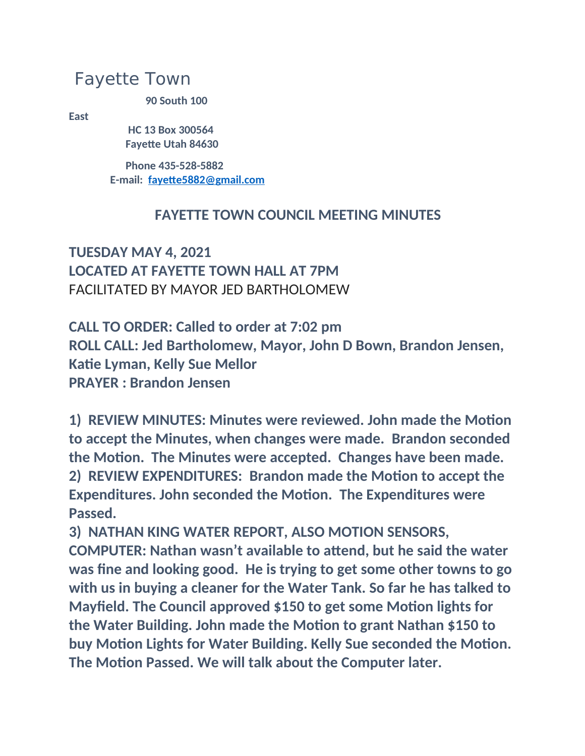# Fayette Town

**90 South 100 East**
**HC 13 Box 300564**
**Fayette Utah 84630**

**Phone 435-528-5882**
**E-mail: fayette5882@gmail.com**

## FAYETTE TOWN COUNCIL MEETING MINUTES

**TUESDAY MAY 4, 2021**
**LOCATED AT FAYETTE TOWN HALL AT 7PM**
FACILITATED BY MAYOR JED BARTHOLOMEW

**CALL TO ORDER: Called to order at 7:02 pm**
**ROLL CALL: Jed Bartholomew, Mayor, John D Bown, Brandon Jensen, Katie Lyman, Kelly Sue Mellor**
**PRAYER : Brandon Jensen**

**1) REVIEW MINUTES: Minutes were reviewed. John made the Motion to accept the Minutes, when changes were made. Brandon seconded the Motion. The Minutes were accepted. Changes have been made.**
**2) REVIEW EXPENDITURES: Brandon made the Motion to accept the Expenditures. John seconded the Motion. The Expenditures were Passed.**
**3) NATHAN KING WATER REPORT, ALSO MOTION SENSORS, COMPUTER: Nathan wasn't available to attend, but he said the water was fine and looking good. He is trying to get some other towns to go with us in buying a cleaner for the Water Tank. So far he has talked to Mayfield. The Council approved $150 to get some Motion lights for the Water Building. John made the Motion to grant Nathan $150 to buy Motion Lights for Water Building. Kelly Sue seconded the Motion. The Motion Passed. We will talk about the Computer later.**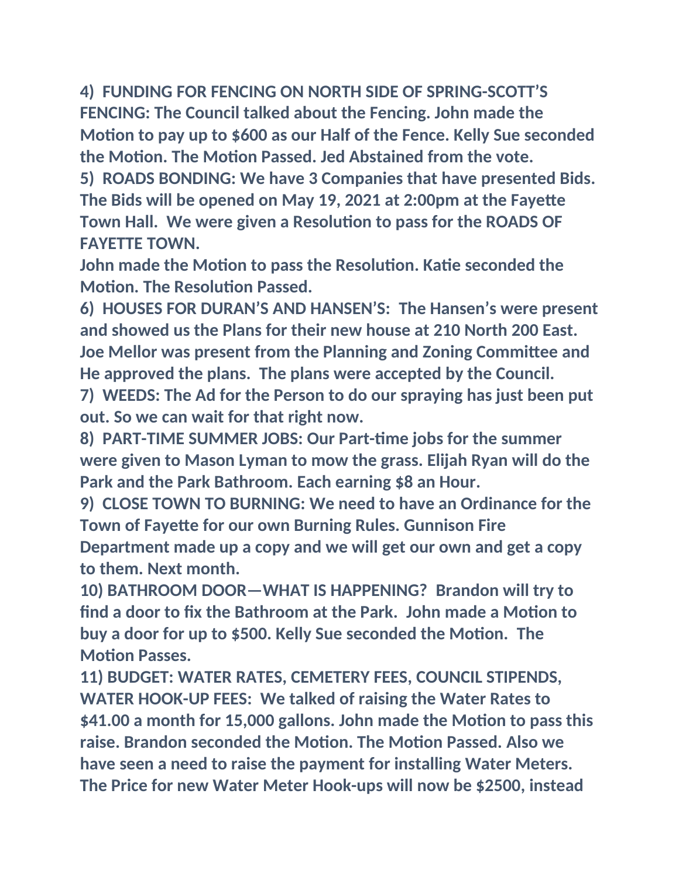**4) FUNDING FOR FENCING ON NORTH SIDE OF SPRING-SCOTT'S FENCING: The Council talked about the Fencing. John made the Motion to pay up to $600 as our Half of the Fence. Kelly Sue seconded the Motion. The Motion Passed. Jed Abstained from the vote.**

**5) ROADS BONDING: We have 3 Companies that have presented Bids. The Bids will be opened on May 19, 2021 at 2:00pm at the Fayette Town Hall. We were given a Resolution to pass for the ROADS OF FAYETTE TOWN.**

**John made the Motion to pass the Resolution. Katie seconded the Motion. The Resolution Passed.**

**6) HOUSES FOR DURAN'S AND HANSEN'S: The Hansen's were present and showed us the Plans for their new house at 210 North 200 East. Joe Mellor was present from the Planning and Zoning Committee and He approved the plans. The plans were accepted by the Council.**

**7) WEEDS: The Ad for the Person to do our spraying has just been put out. So we can wait for that right now.**

**8) PART-TIME SUMMER JOBS: Our Part-time jobs for the summer were given to Mason Lyman to mow the grass. Elijah Ryan will do the Park and the Park Bathroom. Each earning $8 an Hour.**

**9) CLOSE TOWN TO BURNING: We need to have an Ordinance for the Town of Fayette for our own Burning Rules. Gunnison Fire Department made up a copy and we will get our own and get a copy to them. Next month.**

**10) BATHROOM DOOR—WHAT IS HAPPENING? Brandon will try to find a door to fix the Bathroom at the Park. John made a Motion to buy a door for up to $500. Kelly Sue seconded the Motion. The Motion Passes.**

**11) BUDGET: WATER RATES, CEMETERY FEES, COUNCIL STIPENDS, WATER HOOK-UP FEES: We talked of raising the Water Rates to $41.00 a month for 15,000 gallons. John made the Motion to pass this raise. Brandon seconded the Motion. The Motion Passed. Also we have seen a need to raise the payment for installing Water Meters. The Price for new Water Meter Hook-ups will now be $2500, instead**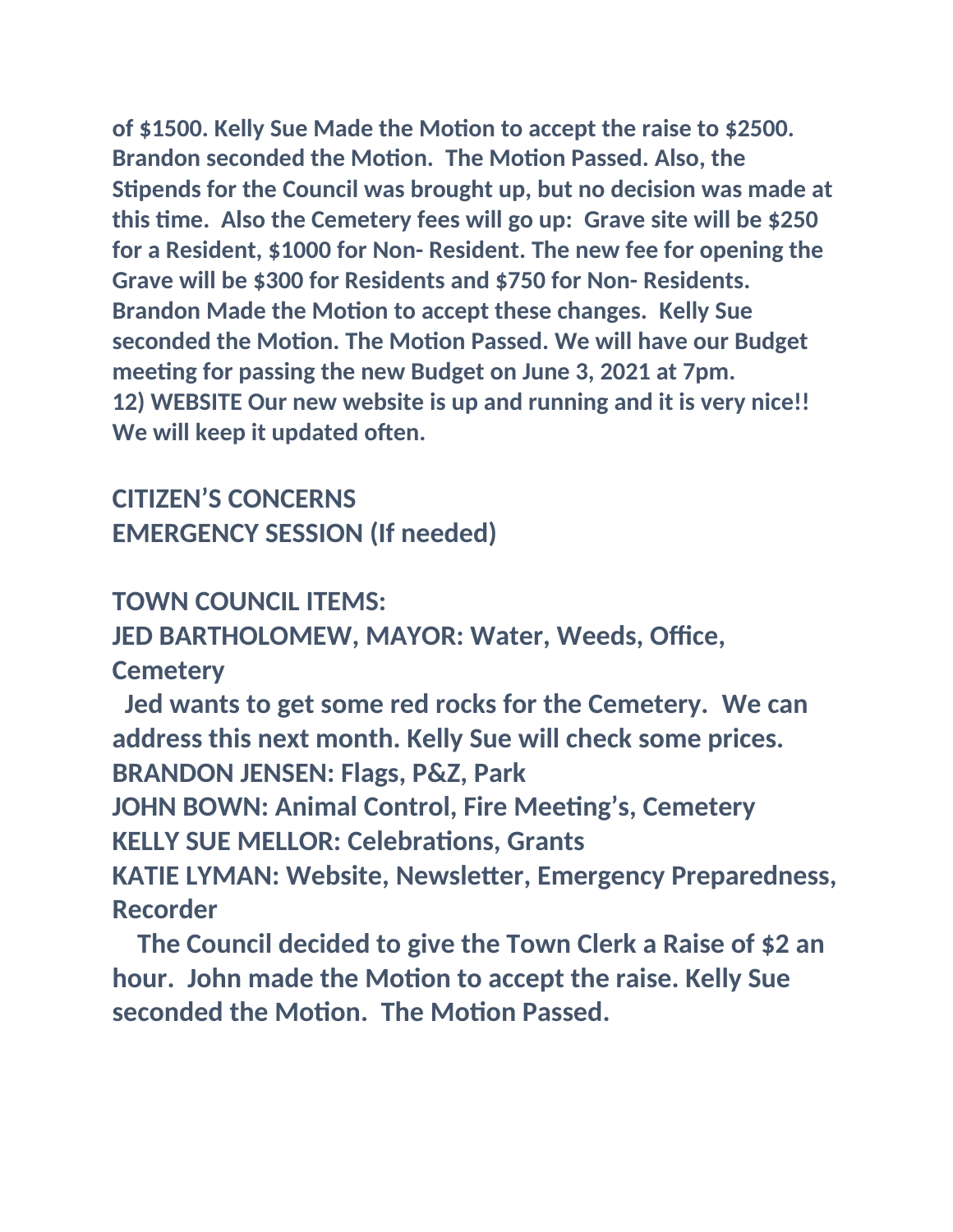**of $1500. Kelly Sue Made the Motion to accept the raise to $2500. Brandon seconded the Motion. The Motion Passed. Also, the Stipends for the Council was brought up, but no decision was made at this time. Also the Cemetery fees will go up: Grave site will be $250 for a Resident, $1000 for Non- Resident. The new fee for opening the Grave will be $300 for Residents and $750 for Non- Residents. Brandon Made the Motion to accept these changes. Kelly Sue seconded the Motion. The Motion Passed. We will have our Budget meeting for passing the new Budget on June 3, 2021 at 7pm.**
**12) WEBSITE Our new website is up and running and it is very nice!! We will keep it updated often.**

**CITIZEN'S CONCERNS**
**EMERGENCY SESSION (If needed)**

**TOWN COUNCIL ITEMS:**
**JED BARTHOLOMEW, MAYOR: Water, Weeds, Office, Cemetery**
**Jed wants to get some red rocks for the Cemetery. We can address this next month. Kelly Sue will check some prices.**
**BRANDON JENSEN: Flags, P&Z, Park**
**JOHN BOWN: Animal Control, Fire Meeting's, Cemetery**
**KELLY SUE MELLOR: Celebrations, Grants**
**KATIE LYMAN: Website, Newsletter, Emergency Preparedness, Recorder**
**The Council decided to give the Town Clerk a Raise of $2 an hour. John made the Motion to accept the raise. Kelly Sue seconded the Motion. The Motion Passed.**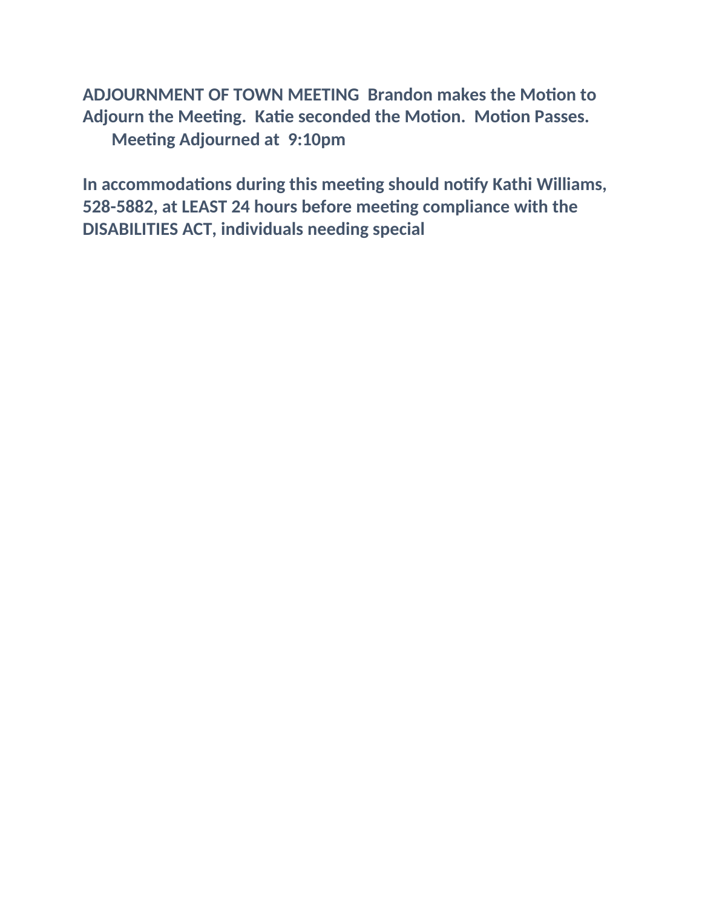**ADJOURNMENT OF TOWN MEETING Brandon makes the Motion to Adjourn the Meeting. Katie seconded the Motion. Motion Passes. Meeting Adjourned at 9:10pm**

**In accommodations during this meeting should notify Kathi Williams, 528-5882, at LEAST 24 hours before meeting compliance with the DISABILITIES ACT, individuals needing special**